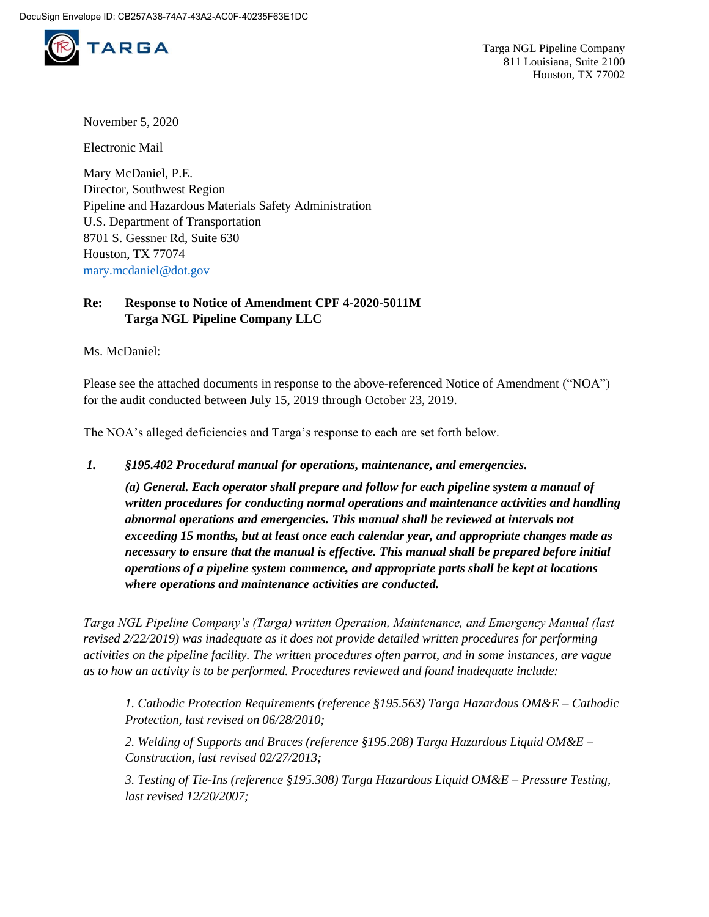DocuSign Envelope ID: CB257A38-74A7-43A2-AC0F-40235F63E1DC

TARGA

Targa NGL Pipeline Company
811 Louisiana, Suite 2100
Houston, TX 77002

November 5, 2020

Electronic Mail

Mary McDaniel, P.E.
Director, Southwest Region
Pipeline and Hazardous Materials Safety Administration
U.S. Department of Transportation
8701 S. Gessner Rd, Suite 630
Houston, TX 77074
mary.mcdaniel@dot.gov

**Re: Response to Notice of Amendment CPF 4-2020-5011M**
**Targa NGL Pipeline Company LLC**

Ms. McDaniel:

Please see the attached documents in response to the above-referenced Notice of Amendment ("NOA") for the audit conducted between July 15, 2019 through October 23, 2019.

The NOA's alleged deficiencies and Targa's response to each are set forth below.

***1. §195.402 Procedural manual for operations, maintenance, and emergencies.***

***(a) General. Each operator shall prepare and follow for each pipeline system a manual of written procedures for conducting normal operations and maintenance activities and handling abnormal operations and emergencies. This manual shall be reviewed at intervals not exceeding 15 months, but at least once each calendar year, and appropriate changes made as necessary to ensure that the manual is effective. This manual shall be prepared before initial operations of a pipeline system commence, and appropriate parts shall be kept at locations where operations and maintenance activities are conducted.***

*Targa NGL Pipeline Company's (Targa) written Operation, Maintenance, and Emergency Manual (last revised 2/22/2019) was inadequate as it does not provide detailed written procedures for performing activities on the pipeline facility. The written procedures often parrot, and in some instances, are vague as to how an activity is to be performed. Procedures reviewed and found inadequate include:*

*1. Cathodic Protection Requirements (reference §195.563) Targa Hazardous OM&E – Cathodic Protection, last revised on 06/28/2010;*

*2. Welding of Supports and Braces (reference §195.208) Targa Hazardous Liquid OM&E – Construction, last revised 02/27/2013;*

*3. Testing of Tie-Ins (reference §195.308) Targa Hazardous Liquid OM&E – Pressure Testing, last revised 12/20/2007;*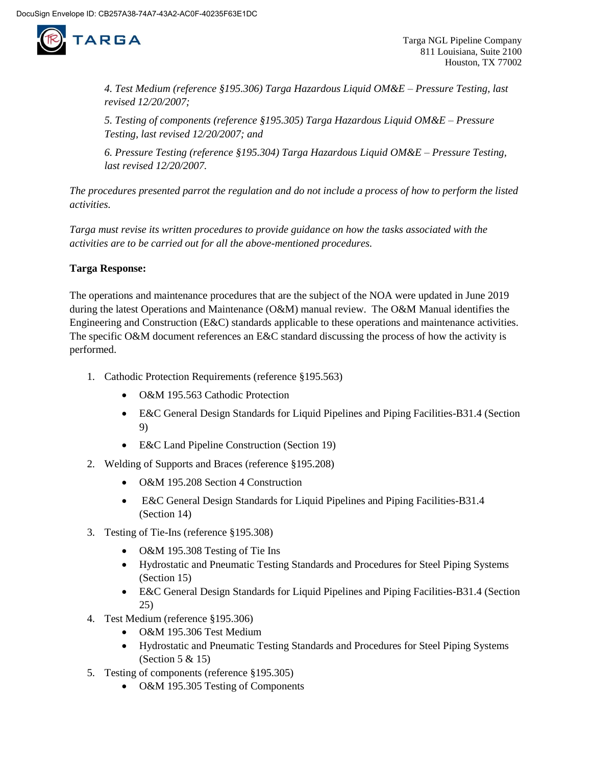*4. Test Medium (reference §195.306) Targa Hazardous Liquid OM&E – Pressure Testing, last revised 12/20/2007;*

*5. Testing of components (reference §195.305) Targa Hazardous Liquid OM&E – Pressure Testing, last revised 12/20/2007; and*

*6. Pressure Testing (reference §195.304) Targa Hazardous Liquid OM&E – Pressure Testing, last revised 12/20/2007.*

*The procedures presented parrot the regulation and do not include a process of how to perform the listed activities.*

*Targa must revise its written procedures to provide guidance on how the tasks associated with the activities are to be carried out for all the above-mentioned procedures.*

**Targa Response:**

The operations and maintenance procedures that are the subject of the NOA were updated in June 2019 during the latest Operations and Maintenance (O&M) manual review. The O&M Manual identifies the Engineering and Construction (E&C) standards applicable to these operations and maintenance activities. The specific O&M document references an E&C standard discussing the process of how the activity is performed.

1. Cathodic Protection Requirements (reference §195.563)
   - O&M 195.563 Cathodic Protection
   - E&C General Design Standards for Liquid Pipelines and Piping Facilities-B31.4 (Section 9)
   - E&C Land Pipeline Construction (Section 19)
2. Welding of Supports and Braces (reference §195.208)
   - O&M 195.208 Section 4 Construction
   - E&C General Design Standards for Liquid Pipelines and Piping Facilities-B31.4 (Section 14)
3. Testing of Tie-Ins (reference §195.308)
   - O&M 195.308 Testing of Tie Ins
   - Hydrostatic and Pneumatic Testing Standards and Procedures for Steel Piping Systems (Section 15)
   - E&C General Design Standards for Liquid Pipelines and Piping Facilities-B31.4 (Section 25)
4. Test Medium (reference §195.306)
   - O&M 195.306 Test Medium
   - Hydrostatic and Pneumatic Testing Standards and Procedures for Steel Piping Systems (Section 5 & 15)
5. Testing of components (reference §195.305)
   - O&M 195.305 Testing of Components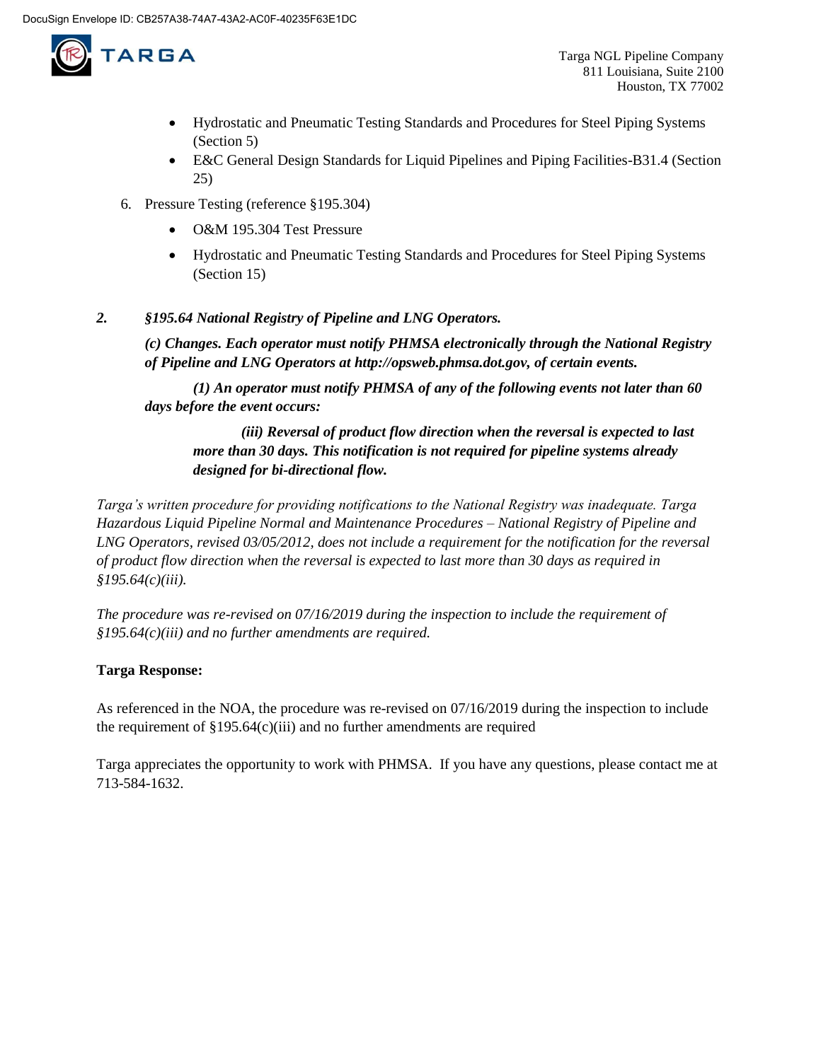- Hydrostatic and Pneumatic Testing Standards and Procedures for Steel Piping Systems (Section 5)
- E&C General Design Standards for Liquid Pipelines and Piping Facilities-B31.4 (Section 25)

6. Pressure Testing (reference §195.304)
   - O&M 195.304 Test Pressure
   - Hydrostatic and Pneumatic Testing Standards and Procedures for Steel Piping Systems (Section 15)

***2. §195.64 National Registry of Pipeline and LNG Operators.***

***(c) Changes. Each operator must notify PHMSA electronically through the National Registry of Pipeline and LNG Operators at http://opsweb.phmsa.dot.gov, of certain events.***

***(1) An operator must notify PHMSA of any of the following events not later than 60 days before the event occurs:***

***(iii) Reversal of product flow direction when the reversal is expected to last more than 30 days. This notification is not required for pipeline systems already designed for bi-directional flow.***

*Targa's written procedure for providing notifications to the National Registry was inadequate. Targa Hazardous Liquid Pipeline Normal and Maintenance Procedures – National Registry of Pipeline and LNG Operators, revised 03/05/2012, does not include a requirement for the notification for the reversal of product flow direction when the reversal is expected to last more than 30 days as required in §195.64(c)(iii).*

*The procedure was re-revised on 07/16/2019 during the inspection to include the requirement of §195.64(c)(iii) and no further amendments are required.*

**Targa Response:**

As referenced in the NOA, the procedure was re-revised on 07/16/2019 during the inspection to include the requirement of §195.64(c)(iii) and no further amendments are required

Targa appreciates the opportunity to work with PHMSA. If you have any questions, please contact me at 713-584-1632.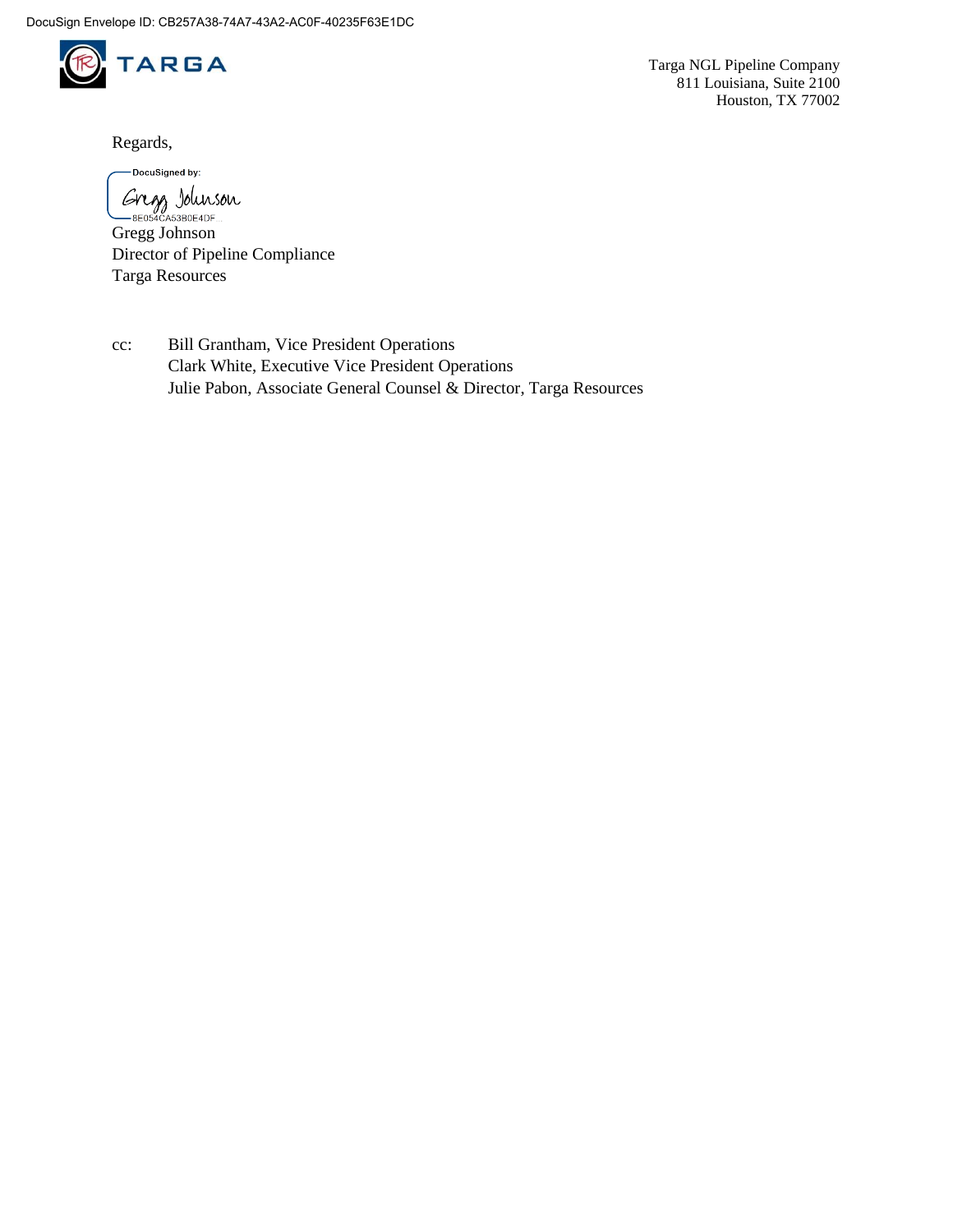Targa NGL Pipeline Company
811 Louisiana, Suite 2100
Houston, TX 77002

Regards,

DocuSigned by:
Gregg Johnson
8E054CA53B0E4DF...

Gregg Johnson
Director of Pipeline Compliance
Targa Resources

cc: Bill Grantham, Vice President Operations
Clark White, Executive Vice President Operations
Julie Pabon, Associate General Counsel & Director, Targa Resources